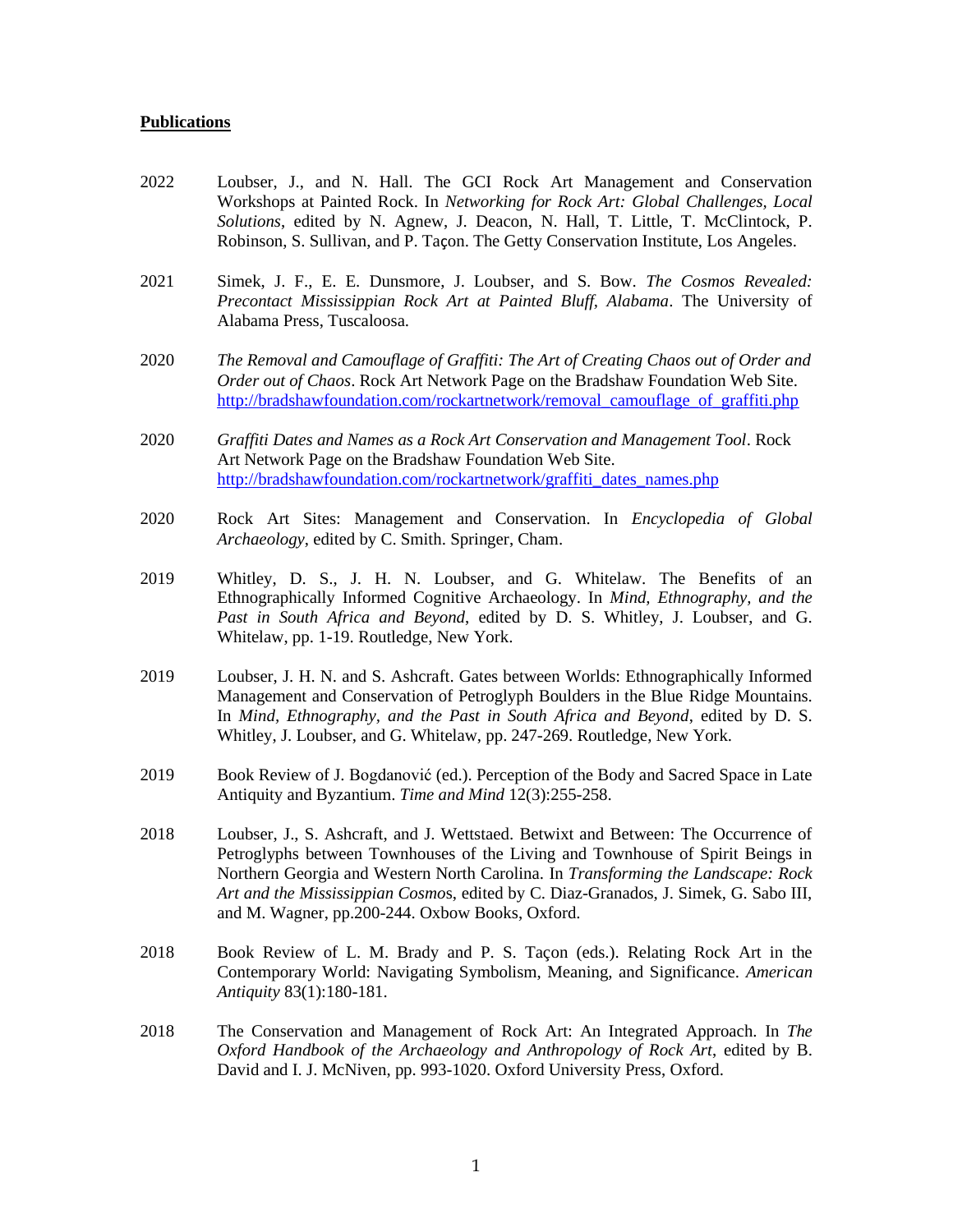**Publications**

2022 Loubser, J., and N. Hall. The GCI Rock Art Management and Conservation Workshops at Painted Rock. In *Networking for Rock Art: Global Challenges, Local Solutions*, edited by N. Agnew, J. Deacon, N. Hall, T. Little, T. McClintock, P. Robinson, S. Sullivan, and P. Taçon. The Getty Conservation Institute, Los Angeles.

2021 Simek, J. F., E. E. Dunsmore, J. Loubser, and S. Bow. *The Cosmos Revealed: Precontact Mississippian Rock Art at Painted Bluff, Alabama*. The University of Alabama Press, Tuscaloosa.

2020 *The Removal and Camouflage of Graffiti: The Art of Creating Chaos out of Order and Order out of Chaos*. Rock Art Network Page on the Bradshaw Foundation Web Site. http://bradshawfoundation.com/rockartnetwork/removal_camouflage_of_graffiti.php

2020 *Graffiti Dates and Names as a Rock Art Conservation and Management Tool*. Rock Art Network Page on the Bradshaw Foundation Web Site. http://bradshawfoundation.com/rockartnetwork/graffiti_dates_names.php

2020 Rock Art Sites: Management and Conservation. In *Encyclopedia of Global Archaeology*, edited by C. Smith. Springer, Cham.

2019 Whitley, D. S., J. H. N. Loubser, and G. Whitelaw. The Benefits of an Ethnographically Informed Cognitive Archaeology. In *Mind, Ethnography, and the Past in South Africa and Beyond*, edited by D. S. Whitley, J. Loubser, and G. Whitelaw, pp. 1-19. Routledge, New York.

2019 Loubser, J. H. N. and S. Ashcraft. Gates between Worlds: Ethnographically Informed Management and Conservation of Petroglyph Boulders in the Blue Ridge Mountains. In *Mind, Ethnography, and the Past in South Africa and Beyond*, edited by D. S. Whitley, J. Loubser, and G. Whitelaw, pp. 247-269. Routledge, New York.

2019 Book Review of J. Bogdanović (ed.). Perception of the Body and Sacred Space in Late Antiquity and Byzantium. *Time and Mind* 12(3):255-258.

2018 Loubser, J., S. Ashcraft, and J. Wettstaed. Betwixt and Between: The Occurrence of Petroglyphs between Townhouses of the Living and Townhouse of Spirit Beings in Northern Georgia and Western North Carolina. In *Transforming the Landscape: Rock Art and the Mississippian Cosmos*, edited by C. Diaz-Granados, J. Simek, G. Sabo III, and M. Wagner, pp.200-244. Oxbow Books, Oxford.

2018 Book Review of L. M. Brady and P. S. Taçon (eds.). Relating Rock Art in the Contemporary World: Navigating Symbolism, Meaning, and Significance. *American Antiquity* 83(1):180-181.

2018 The Conservation and Management of Rock Art: An Integrated Approach. In *The Oxford Handbook of the Archaeology and Anthropology of Rock Art*, edited by B. David and I. J. McNiven, pp. 993-1020. Oxford University Press, Oxford.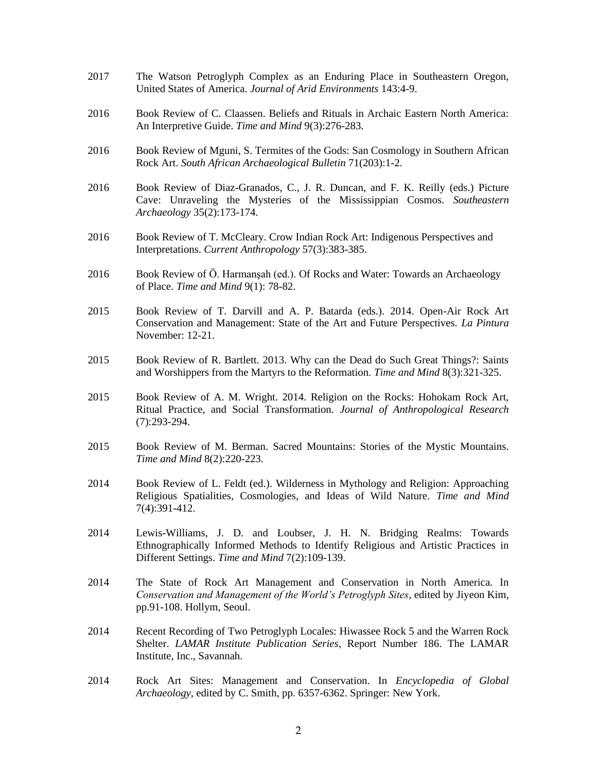2017 The Watson Petroglyph Complex as an Enduring Place in Southeastern Oregon, United States of America. *Journal of Arid Environments* 143:4-9.

2016 Book Review of C. Claassen. Beliefs and Rituals in Archaic Eastern North America: An Interpretive Guide. *Time and Mind* 9(3):276-283.

2016 Book Review of Mguni, S. Termites of the Gods: San Cosmology in Southern African Rock Art. *South African Archaeological Bulletin* 71(203):1-2.

2016 Book Review of Diaz-Granados, C., J. R. Duncan, and F. K. Reilly (eds.) Picture Cave: Unraveling the Mysteries of the Mississippian Cosmos. *Southeastern Archaeology* 35(2):173-174.

2016 Book Review of T. McCleary. Crow Indian Rock Art: Indigenous Perspectives and Interpretations. *Current Anthropology* 57(3):383-385.

2016 Book Review of Ö. Harmanşah (ed.). Of Rocks and Water: Towards an Archaeology of Place. *Time and Mind* 9(1): 78-82.

2015 Book Review of T. Darvill and A. P. Batarda (eds.). 2014. Open-Air Rock Art Conservation and Management: State of the Art and Future Perspectives. *La Pintura* November: 12-21.

2015 Book Review of R. Bartlett. 2013. Why can the Dead do Such Great Things?: Saints and Worshippers from the Martyrs to the Reformation. *Time and Mind* 8(3):321-325.

2015 Book Review of A. M. Wright. 2014. Religion on the Rocks: Hohokam Rock Art, Ritual Practice, and Social Transformation. *Journal of Anthropological Research* (7):293-294.

2015 Book Review of M. Berman. Sacred Mountains: Stories of the Mystic Mountains. *Time and Mind* 8(2):220-223.

2014 Book Review of L. Feldt (ed.). Wilderness in Mythology and Religion: Approaching Religious Spatialities, Cosmologies, and Ideas of Wild Nature. *Time and Mind* 7(4):391-412.

2014 Lewis-Williams, J. D. and Loubser, J. H. N. Bridging Realms: Towards Ethnographically Informed Methods to Identify Religious and Artistic Practices in Different Settings. *Time and Mind* 7(2):109-139.

2014 The State of Rock Art Management and Conservation in North America. In *Conservation and Management of the World's Petroglyph Sites*, edited by Jiyeon Kim, pp.91-108. Hollym, Seoul.

2014 Recent Recording of Two Petroglyph Locales: Hiwassee Rock 5 and the Warren Rock Shelter. *LAMAR Institute Publication Series*, Report Number 186. The LAMAR Institute, Inc., Savannah.

2014 Rock Art Sites: Management and Conservation. In *Encyclopedia of Global Archaeology*, edited by C. Smith, pp. 6357-6362. Springer: New York.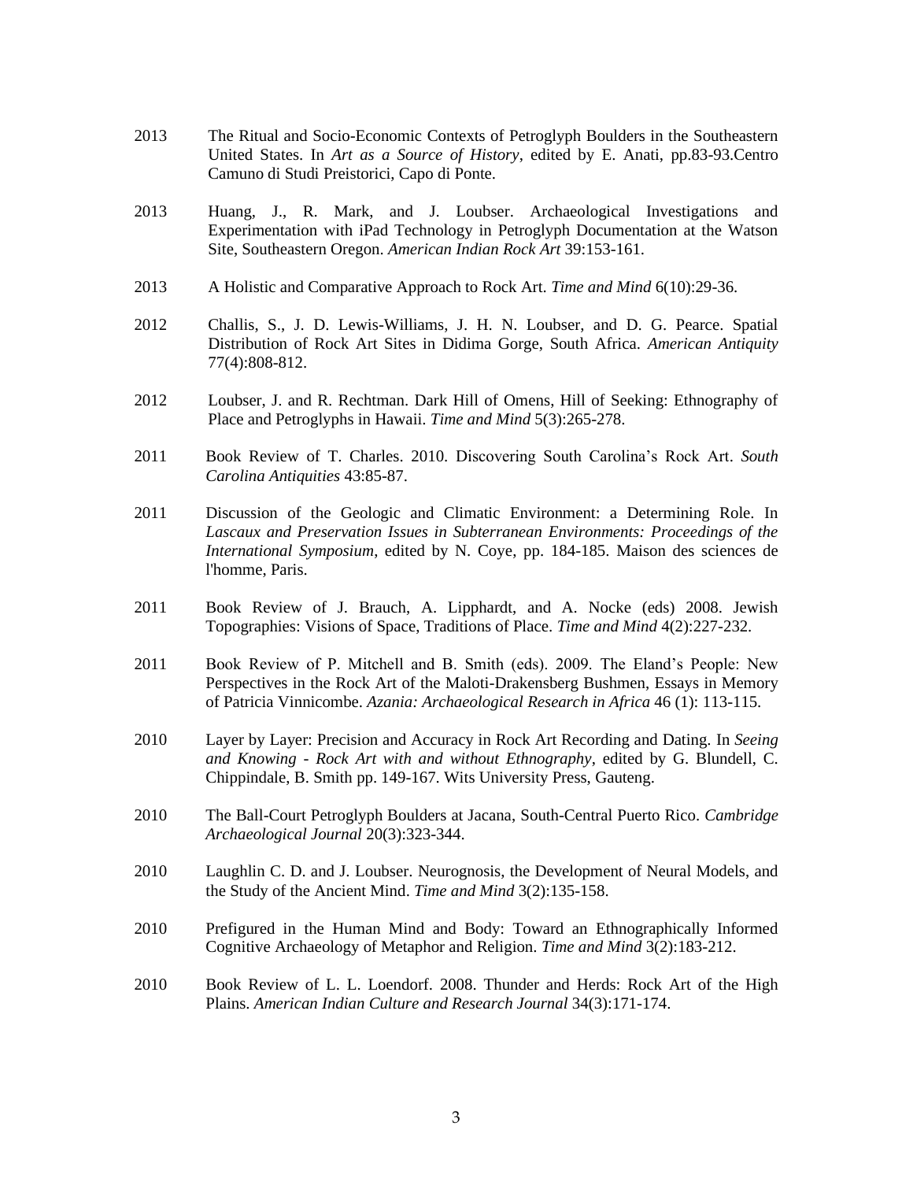2013 The Ritual and Socio-Economic Contexts of Petroglyph Boulders in the Southeastern United States. In *Art as a Source of History*, edited by E. Anati, pp.83-93.Centro Camuno di Studi Preistorici, Capo di Ponte.

2013 Huang, J., R. Mark, and J. Loubser. Archaeological Investigations and Experimentation with iPad Technology in Petroglyph Documentation at the Watson Site, Southeastern Oregon. *American Indian Rock Art* 39:153-161.

2013 A Holistic and Comparative Approach to Rock Art. *Time and Mind* 6(10):29-36.

2012 Challis, S., J. D. Lewis-Williams, J. H. N. Loubser, and D. G. Pearce. Spatial Distribution of Rock Art Sites in Didima Gorge, South Africa. *American Antiquity* 77(4):808-812.

2012 Loubser, J. and R. Rechtman. Dark Hill of Omens, Hill of Seeking: Ethnography of Place and Petroglyphs in Hawaii. *Time and Mind* 5(3):265-278.

2011 Book Review of T. Charles. 2010. Discovering South Carolina's Rock Art. *South Carolina Antiquities* 43:85-87.

2011 Discussion of the Geologic and Climatic Environment: a Determining Role. In *Lascaux and Preservation Issues in Subterranean Environments: Proceedings of the International Symposium*, edited by N. Coye, pp. 184-185. Maison des sciences de l'homme, Paris.

2011 Book Review of J. Brauch, A. Lipphardt, and A. Nocke (eds) 2008. Jewish Topographies: Visions of Space, Traditions of Place. *Time and Mind* 4(2):227-232.

2011 Book Review of P. Mitchell and B. Smith (eds). 2009. The Eland's People: New Perspectives in the Rock Art of the Maloti-Drakensberg Bushmen, Essays in Memory of Patricia Vinnicombe. *Azania: Archaeological Research in Africa* 46 (1): 113-115.

2010 Layer by Layer: Precision and Accuracy in Rock Art Recording and Dating. In *Seeing and Knowing - Rock Art with and without Ethnography*, edited by G. Blundell, C. Chippindale, B. Smith pp. 149-167. Wits University Press, Gauteng.

2010 The Ball-Court Petroglyph Boulders at Jacana, South-Central Puerto Rico. *Cambridge Archaeological Journal* 20(3):323-344.

2010 Laughlin C. D. and J. Loubser. Neurognosis, the Development of Neural Models, and the Study of the Ancient Mind. *Time and Mind* 3(2):135-158.

2010 Prefigured in the Human Mind and Body: Toward an Ethnographically Informed Cognitive Archaeology of Metaphor and Religion. *Time and Mind* 3(2):183-212.

2010 Book Review of L. L. Loendorf. 2008. Thunder and Herds: Rock Art of the High Plains. *American Indian Culture and Research Journal* 34(3):171-174.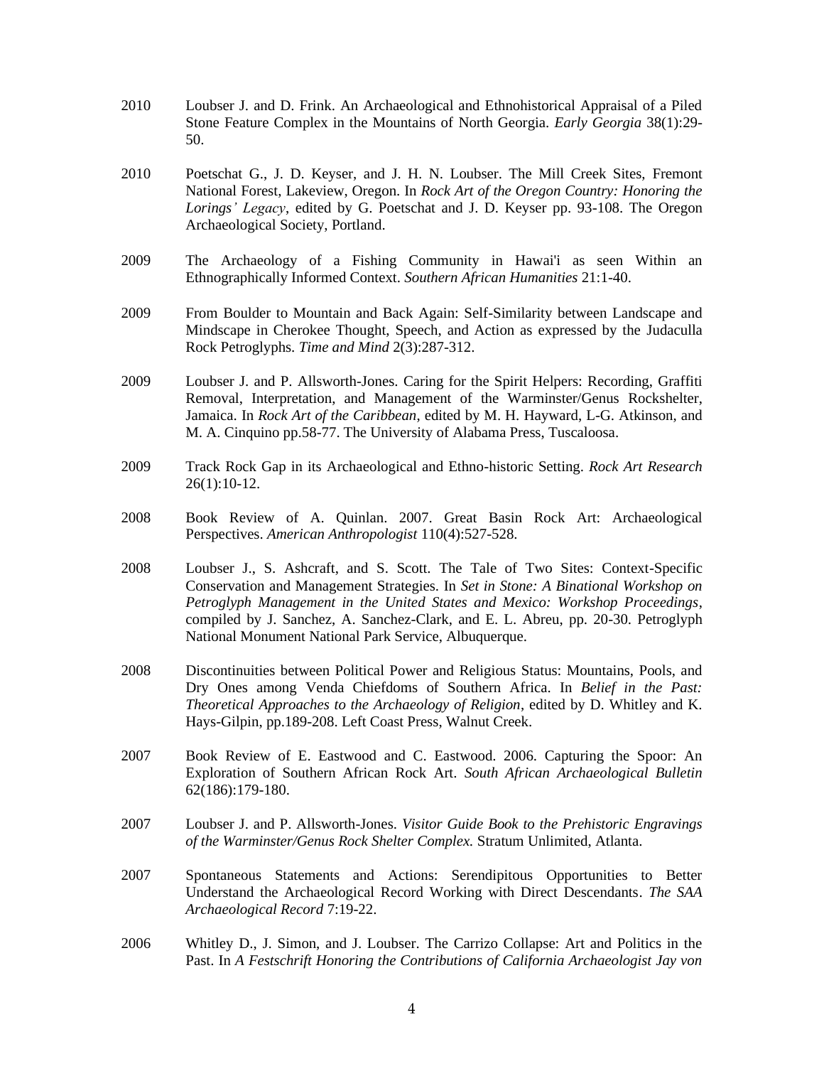2010 Loubser J. and D. Frink. An Archaeological and Ethnohistorical Appraisal of a Piled Stone Feature Complex in the Mountains of North Georgia. *Early Georgia* 38(1):29-50.

2010 Poetschat G., J. D. Keyser, and J. H. N. Loubser. The Mill Creek Sites, Fremont National Forest, Lakeview, Oregon. In *Rock Art of the Oregon Country: Honoring the Lorings' Legacy*, edited by G. Poetschat and J. D. Keyser pp. 93-108. The Oregon Archaeological Society, Portland.

2009 The Archaeology of a Fishing Community in Hawai'i as seen Within an Ethnographically Informed Context. *Southern African Humanities* 21:1-40.

2009 From Boulder to Mountain and Back Again: Self-Similarity between Landscape and Mindscape in Cherokee Thought, Speech, and Action as expressed by the Judaculla Rock Petroglyphs. *Time and Mind* 2(3):287-312.

2009 Loubser J. and P. Allsworth-Jones. Caring for the Spirit Helpers: Recording, Graffiti Removal, Interpretation, and Management of the Warminster/Genus Rockshelter, Jamaica. In *Rock Art of the Caribbean*, edited by M. H. Hayward, L-G. Atkinson, and M. A. Cinquino pp.58-77. The University of Alabama Press, Tuscaloosa.

2009 Track Rock Gap in its Archaeological and Ethno-historic Setting. *Rock Art Research* 26(1):10-12.

2008 Book Review of A. Quinlan. 2007. Great Basin Rock Art: Archaeological Perspectives. *American Anthropologist* 110(4):527-528.

2008 Loubser J., S. Ashcraft, and S. Scott. The Tale of Two Sites: Context-Specific Conservation and Management Strategies. In *Set in Stone: A Binational Workshop on Petroglyph Management in the United States and Mexico: Workshop Proceedings*, compiled by J. Sanchez, A. Sanchez-Clark, and E. L. Abreu, pp. 20-30. Petroglyph National Monument National Park Service, Albuquerque.

2008 Discontinuities between Political Power and Religious Status: Mountains, Pools, and Dry Ones among Venda Chiefdoms of Southern Africa. In *Belief in the Past: Theoretical Approaches to the Archaeology of Religion*, edited by D. Whitley and K. Hays-Gilpin, pp.189-208. Left Coast Press, Walnut Creek.

2007 Book Review of E. Eastwood and C. Eastwood. 2006. Capturing the Spoor: An Exploration of Southern African Rock Art. *South African Archaeological Bulletin* 62(186):179-180.

2007 Loubser J. and P. Allsworth-Jones. *Visitor Guide Book to the Prehistoric Engravings of the Warminster/Genus Rock Shelter Complex.* Stratum Unlimited, Atlanta.

2007 Spontaneous Statements and Actions: Serendipitous Opportunities to Better Understand the Archaeological Record Working with Direct Descendants. *The SAA Archaeological Record* 7:19-22.

2006 Whitley D., J. Simon, and J. Loubser. The Carrizo Collapse: Art and Politics in the Past. In *A Festschrift Honoring the Contributions of California Archaeologist Jay von*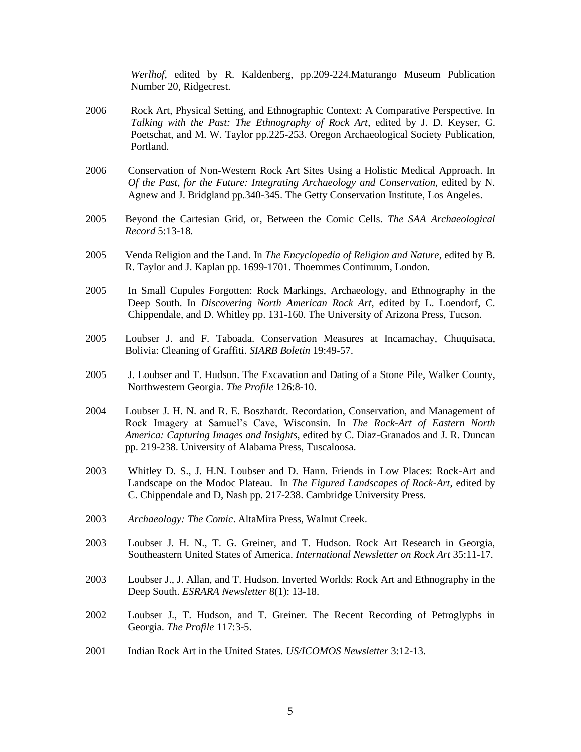*Werlhof*, edited by R. Kaldenberg, pp.209-224.Maturango Museum Publication Number 20, Ridgecrest.

2006 Rock Art, Physical Setting, and Ethnographic Context: A Comparative Perspective. In *Talking with the Past: The Ethnography of Rock Art*, edited by J. D. Keyser, G. Poetschat, and M. W. Taylor pp.225-253. Oregon Archaeological Society Publication, Portland.

2006 Conservation of Non-Western Rock Art Sites Using a Holistic Medical Approach. In *Of the Past, for the Future: Integrating Archaeology and Conservation*, edited by N. Agnew and J. Bridgland pp.340-345. The Getty Conservation Institute, Los Angeles.

2005 Beyond the Cartesian Grid, or, Between the Comic Cells. *The SAA Archaeological Record* 5:13-18.

2005 Venda Religion and the Land. In *The Encyclopedia of Religion and Nature*, edited by B. R. Taylor and J. Kaplan pp. 1699-1701. Thoemmes Continuum, London.

2005 In Small Cupules Forgotten: Rock Markings, Archaeology, and Ethnography in the Deep South. In *Discovering North American Rock Art*, edited by L. Loendorf, C. Chippendale, and D. Whitley pp. 131-160. The University of Arizona Press, Tucson.

2005 Loubser J. and F. Taboada. Conservation Measures at Incamachay, Chuquisaca, Bolivia: Cleaning of Graffiti. *SIARB Boletin* 19:49-57.

2005 J. Loubser and T. Hudson. The Excavation and Dating of a Stone Pile, Walker County, Northwestern Georgia. *The Profile* 126:8-10.

2004 Loubser J. H. N. and R. E. Boszhardt. Recordation, Conservation, and Management of Rock Imagery at Samuel's Cave, Wisconsin. In *The Rock-Art of Eastern North America: Capturing Images and Insights*, edited by C. Diaz-Granados and J. R. Duncan pp. 219-238. University of Alabama Press, Tuscaloosa.

2003 Whitley D. S., J. H.N. Loubser and D. Hann. Friends in Low Places: Rock-Art and Landscape on the Modoc Plateau. In *The Figured Landscapes of Rock-Art*, edited by C. Chippendale and D, Nash pp. 217-238. Cambridge University Press.

2003 *Archaeology: The Comic*. AltaMira Press, Walnut Creek.

2003 Loubser J. H. N., T. G. Greiner, and T. Hudson. Rock Art Research in Georgia, Southeastern United States of America. *International Newsletter on Rock Art* 35:11-17.

2003 Loubser J., J. Allan, and T. Hudson. Inverted Worlds: Rock Art and Ethnography in the Deep South. *ESRARA Newsletter* 8(1): 13-18.

2002 Loubser J., T. Hudson, and T. Greiner. The Recent Recording of Petroglyphs in Georgia. *The Profile* 117:3-5.

2001 Indian Rock Art in the United States. *US/ICOMOS Newsletter* 3:12-13.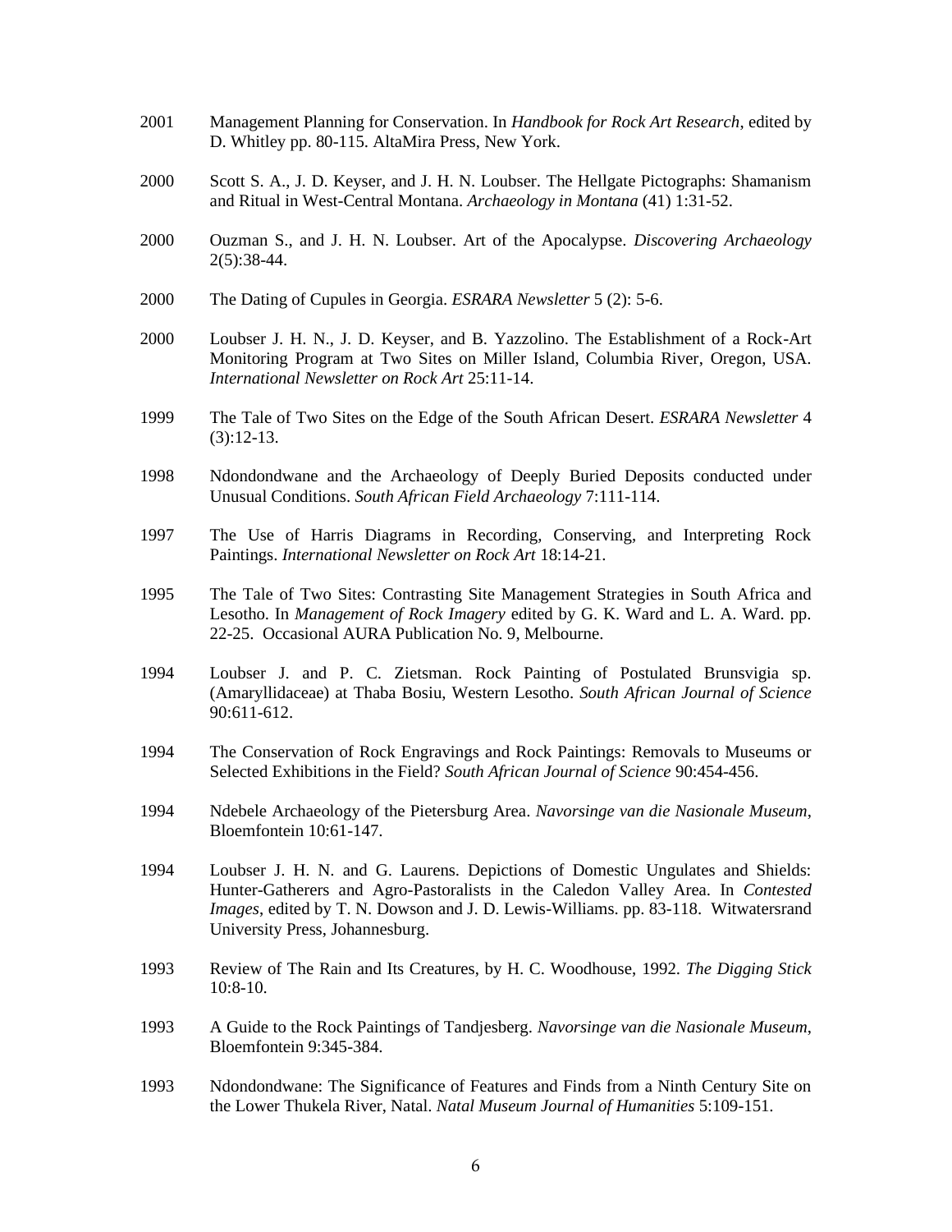2001 Management Planning for Conservation. In *Handbook for Rock Art Research*, edited by D. Whitley pp. 80-115. AltaMira Press, New York.

2000 Scott S. A., J. D. Keyser, and J. H. N. Loubser. The Hellgate Pictographs: Shamanism and Ritual in West-Central Montana. *Archaeology in Montana* (41) 1:31-52.

2000 Ouzman S., and J. H. N. Loubser. Art of the Apocalypse. *Discovering Archaeology* 2(5):38-44.

2000 The Dating of Cupules in Georgia. *ESRARA Newsletter* 5 (2): 5-6.

2000 Loubser J. H. N., J. D. Keyser, and B. Yazzolino. The Establishment of a Rock-Art Monitoring Program at Two Sites on Miller Island, Columbia River, Oregon, USA. *International Newsletter on Rock Art* 25:11-14.

1999 The Tale of Two Sites on the Edge of the South African Desert. *ESRARA Newsletter* 4 (3):12-13.

1998 Ndondondwane and the Archaeology of Deeply Buried Deposits conducted under Unusual Conditions. *South African Field Archaeology* 7:111-114.

1997 The Use of Harris Diagrams in Recording, Conserving, and Interpreting Rock Paintings. *International Newsletter on Rock Art* 18:14-21.

1995 The Tale of Two Sites: Contrasting Site Management Strategies in South Africa and Lesotho. In *Management of Rock Imagery* edited by G. K. Ward and L. A. Ward. pp. 22-25. Occasional AURA Publication No. 9, Melbourne.

1994 Loubser J. and P. C. Zietsman. Rock Painting of Postulated Brunsvigia sp. (Amaryllidaceae) at Thaba Bosiu, Western Lesotho. *South African Journal of Science* 90:611-612.

1994 The Conservation of Rock Engravings and Rock Paintings: Removals to Museums or Selected Exhibitions in the Field? *South African Journal of Science* 90:454-456.

1994 Ndebele Archaeology of the Pietersburg Area. *Navorsinge van die Nasionale Museum*, Bloemfontein 10:61-147.

1994 Loubser J. H. N. and G. Laurens. Depictions of Domestic Ungulates and Shields: Hunter-Gatherers and Agro-Pastoralists in the Caledon Valley Area. In *Contested Images*, edited by T. N. Dowson and J. D. Lewis-Williams. pp. 83-118. Witwatersrand University Press, Johannesburg.

1993 Review of The Rain and Its Creatures, by H. C. Woodhouse, 1992. *The Digging Stick* 10:8-10.

1993 A Guide to the Rock Paintings of Tandjesberg. *Navorsinge van die Nasionale Museum*, Bloemfontein 9:345-384.

1993 Ndondondwane: The Significance of Features and Finds from a Ninth Century Site on the Lower Thukela River, Natal. *Natal Museum Journal of Humanities* 5:109-151.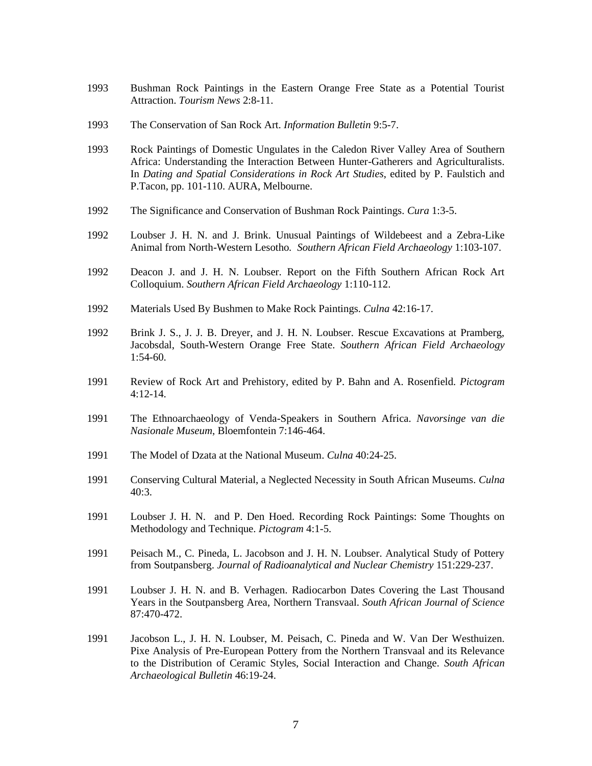1993 Bushman Rock Paintings in the Eastern Orange Free State as a Potential Tourist Attraction. *Tourism News* 2:8-11.

1993 The Conservation of San Rock Art. *Information Bulletin* 9:5-7.

1993 Rock Paintings of Domestic Ungulates in the Caledon River Valley Area of Southern Africa: Understanding the Interaction Between Hunter-Gatherers and Agriculturalists. In *Dating and Spatial Considerations in Rock Art Studies*, edited by P. Faulstich and P.Tacon, pp. 101-110. AURA, Melbourne.

1992 The Significance and Conservation of Bushman Rock Paintings. *Cura* 1:3-5.

1992 Loubser J. H. N. and J. Brink. Unusual Paintings of Wildebeest and a Zebra-Like Animal from North-Western Lesotho. *Southern African Field Archaeology* 1:103-107.

1992 Deacon J. and J. H. N. Loubser. Report on the Fifth Southern African Rock Art Colloquium. *Southern African Field Archaeology* 1:110-112.

1992 Materials Used By Bushmen to Make Rock Paintings. *Culna* 42:16-17.

1992 Brink J. S., J. J. B. Dreyer, and J. H. N. Loubser. Rescue Excavations at Pramberg, Jacobsdal, South-Western Orange Free State. *Southern African Field Archaeology* 1:54-60.

1991 Review of Rock Art and Prehistory, edited by P. Bahn and A. Rosenfield. *Pictogram* 4:12-14.

1991 The Ethnoarchaeology of Venda-Speakers in Southern Africa. *Navorsinge van die Nasionale Museum*, Bloemfontein 7:146-464.

1991 The Model of Dzata at the National Museum. *Culna* 40:24-25.

1991 Conserving Cultural Material, a Neglected Necessity in South African Museums. *Culna* 40:3.

1991 Loubser J. H. N. and P. Den Hoed. Recording Rock Paintings: Some Thoughts on Methodology and Technique. *Pictogram* 4:1-5.

1991 Peisach M., C. Pineda, L. Jacobson and J. H. N. Loubser. Analytical Study of Pottery from Soutpansberg. *Journal of Radioanalytical and Nuclear Chemistry* 151:229-237.

1991 Loubser J. H. N. and B. Verhagen. Radiocarbon Dates Covering the Last Thousand Years in the Soutpansberg Area, Northern Transvaal. *South African Journal of Science* 87:470-472.

1991 Jacobson L., J. H. N. Loubser, M. Peisach, C. Pineda and W. Van Der Westhuizen. Pixe Analysis of Pre-European Pottery from the Northern Transvaal and its Relevance to the Distribution of Ceramic Styles, Social Interaction and Change. *South African Archaeological Bulletin* 46:19-24.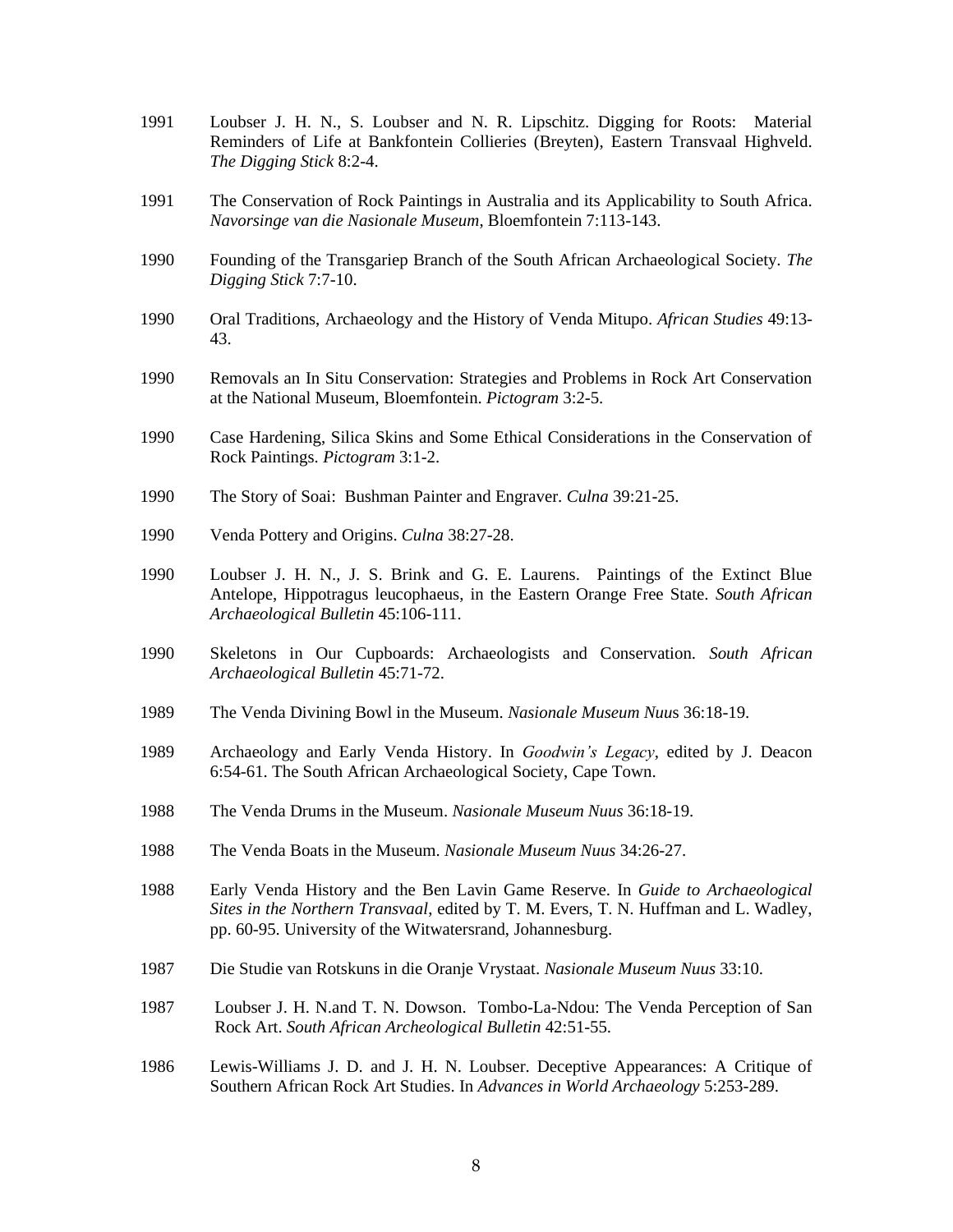1991 Loubser J. H. N., S. Loubser and N. R. Lipschitz. Digging for Roots: Material Reminders of Life at Bankfontein Collieries (Breyten), Eastern Transvaal Highveld. *The Digging Stick* 8:2-4.

1991 The Conservation of Rock Paintings in Australia and its Applicability to South Africa. *Navorsinge van die Nasionale Museum*, Bloemfontein 7:113-143.

1990 Founding of the Transgariep Branch of the South African Archaeological Society. *The Digging Stick* 7:7-10.

1990 Oral Traditions, Archaeology and the History of Venda Mitupo. *African Studies* 49:13-43.

1990 Removals an In Situ Conservation: Strategies and Problems in Rock Art Conservation at the National Museum, Bloemfontein. *Pictogram* 3:2-5.

1990 Case Hardening, Silica Skins and Some Ethical Considerations in the Conservation of Rock Paintings. *Pictogram* 3:1-2.

1990 The Story of Soai: Bushman Painter and Engraver. *Culna* 39:21-25.

1990 Venda Pottery and Origins. *Culna* 38:27-28.

1990 Loubser J. H. N., J. S. Brink and G. E. Laurens. Paintings of the Extinct Blue Antelope, Hippotragus leucophaeus, in the Eastern Orange Free State. *South African Archaeological Bulletin* 45:106-111.

1990 Skeletons in Our Cupboards: Archaeologists and Conservation. *South African Archaeological Bulletin* 45:71-72.

1989 The Venda Divining Bowl in the Museum. *Nasionale Museum Nuu*s 36:18-19.

1989 Archaeology and Early Venda History. In *Goodwin's Legacy*, edited by J. Deacon 6:54-61. The South African Archaeological Society, Cape Town.

1988 The Venda Drums in the Museum. *Nasionale Museum Nuus* 36:18-19.

1988 The Venda Boats in the Museum. *Nasionale Museum Nuus* 34:26-27.

1988 Early Venda History and the Ben Lavin Game Reserve. In *Guide to Archaeological Sites in the Northern Transvaal*, edited by T. M. Evers, T. N. Huffman and L. Wadley, pp. 60-95. University of the Witwatersrand, Johannesburg.

1987 Die Studie van Rotskuns in die Oranje Vrystaat. *Nasionale Museum Nuus* 33:10.

1987 Loubser J. H. N.and T. N. Dowson. Tombo-La-Ndou: The Venda Perception of San Rock Art. *South African Archeological Bulletin* 42:51-55.

1986 Lewis-Williams J. D. and J. H. N. Loubser. Deceptive Appearances: A Critique of Southern African Rock Art Studies. In *Advances in World Archaeology* 5:253-289.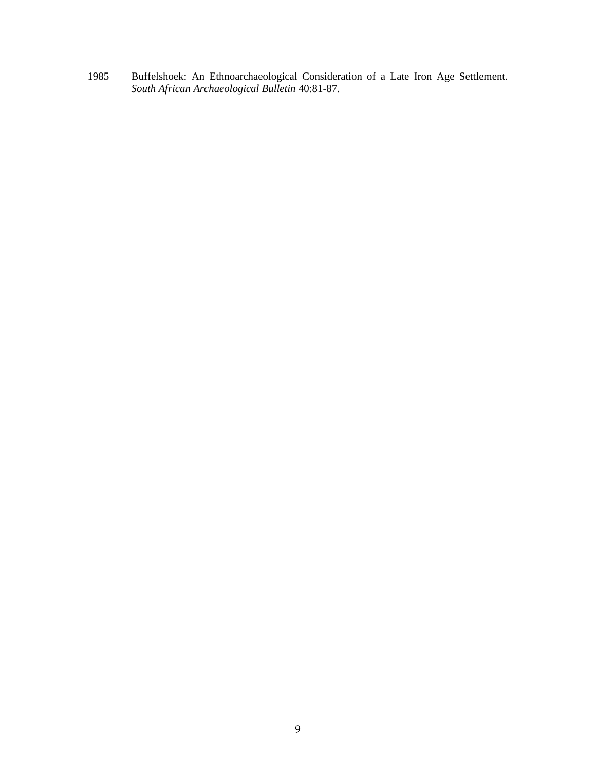1985 Buffelshoek: An Ethnoarchaeological Consideration of a Late Iron Age Settlement. *South African Archaeological Bulletin* 40:81-87.